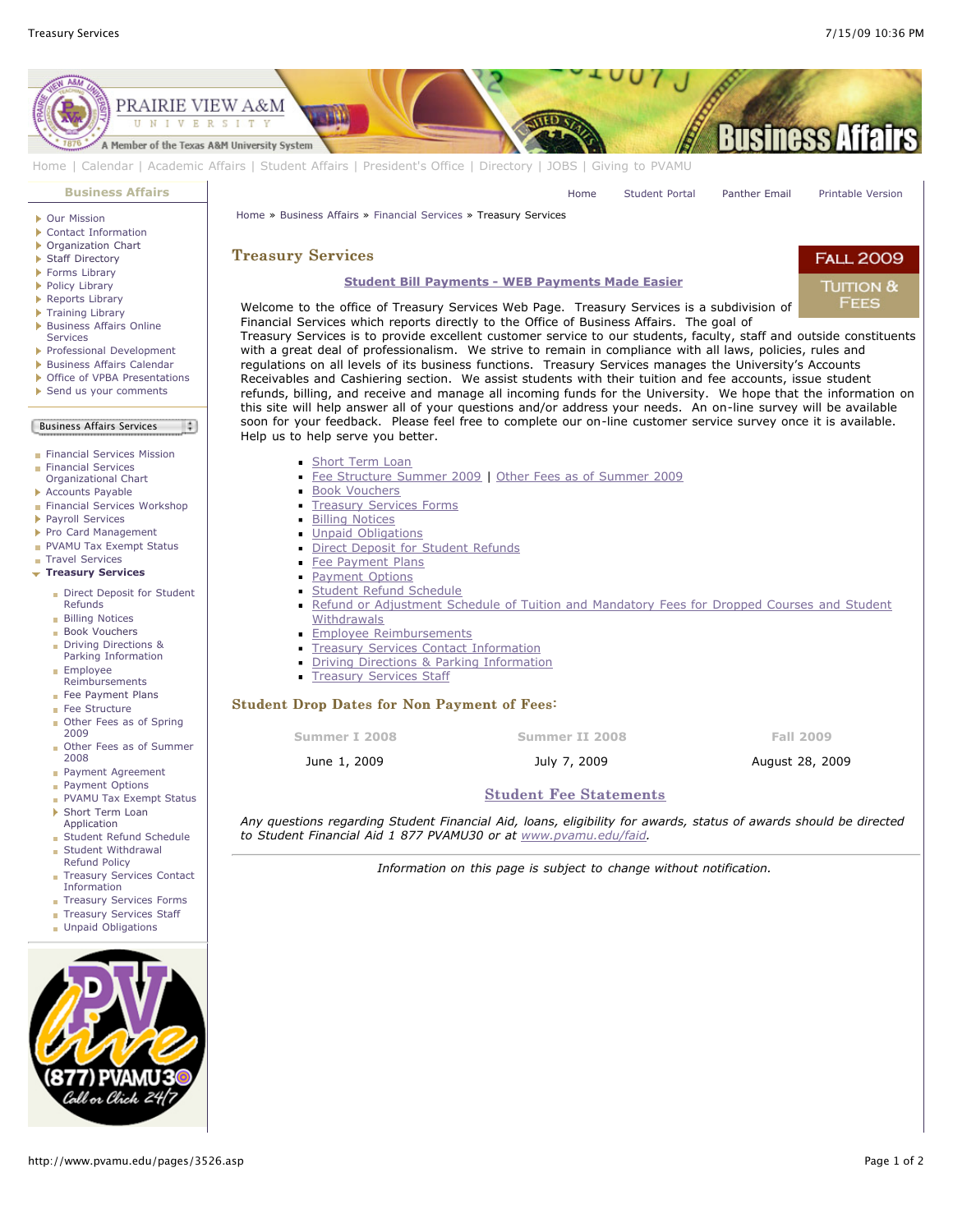Home | Calendar | Academic Affairs | Student Affairs | President's Office | Directory | JOBS | Giving to PVAMU

**Business Affairs**

- Our Mission
- Contact Information
- Organization Chart
- Staff Directory
- Forms Library
- Policy Library
- Reports Library
- Training Library
- Business Affairs Online Services
- Professional Development
- Business Affairs Calendar
- Office of VPBA Presentations
- Send us your comments

Business Affairs Services

- Financial Services Mission
- Financial Services Organizational Chart
- Accounts Payable
- Financial Services Workshop
- Payroll Services
- Pro Card Management
- PVAMU Tax Exempt Status
- Travel Services
- **Treasury Services**
  - Direct Deposit for Student Refunds
  - Billing Notices
  - Book Vouchers
  - Driving Directions & Parking Information
  - Employee Reimbursements
  - Fee Payment Plans
  - Fee Structure
  - Other Fees as of Spring 2009
  - Other Fees as of Summer 2008
  - Payment Agreement
  - Payment Options
  - PVAMU Tax Exempt Status
  - Short Term Loan Application
  - Student Refund Schedule
  - Student Withdrawal Refund Policy
  - Treasury Services Contact Information
  - Treasury Services Forms
  - Treasury Services Staff
  - Unpaid Obligations

Home | Student Portal | Panther Email | Printable Version

Home » Business Affairs » Financial Services » Treasury Services

## Treasury Services

FALL 2009 TUITION & FEES

**Student Bill Payments - WEB Payments Made Easier**

Welcome to the office of Treasury Services Web Page. Treasury Services is a subdivision of Financial Services which reports directly to the Office of Business Affairs. The goal of Treasury Services is to provide excellent customer service to our students, faculty, staff and outside constituents with a great deal of professionalism. We strive to remain in compliance with all laws, policies, rules and regulations on all levels of its business functions. Treasury Services manages the University's Accounts Receivables and Cashiering section. We assist students with their tuition and fee accounts, issue student refunds, billing, and receive and manage all incoming funds for the University. We hope that the information on this site will help answer all of your questions and/or address your needs. An on-line survey will be available soon for your feedback. Please feel free to complete our on-line customer service survey once it is available. Help us to help serve you better.

- Short Term Loan
- Fee Structure Summer 2009 | Other Fees as of Summer 2009
- Book Vouchers
- Treasury Services Forms
- Billing Notices
- Unpaid Obligations
- Direct Deposit for Student Refunds
- Fee Payment Plans
- Payment Options
- Student Refund Schedule
- Refund or Adjustment Schedule of Tuition and Mandatory Fees for Dropped Courses and Student Withdrawals
- Employee Reimbursements
- Treasury Services Contact Information
- Driving Directions & Parking Information
- Treasury Services Staff

### Student Drop Dates for Non Payment of Fees:

| Summer I 2008 | Summer II 2008 | Fall 2009 |
|---|---|---|
| June 1, 2009 | July 7, 2009 | August 28, 2009 |

**Student Fee Statements**

*Any questions regarding Student Financial Aid, loans, eligibility for awards, status of awards should be directed to Student Financial Aid 1 877 PVAMU30 or at www.pvamu.edu/faid.*

*Information on this page is subject to change without notification.*

(877) PVAMU30 Call or Click 24/7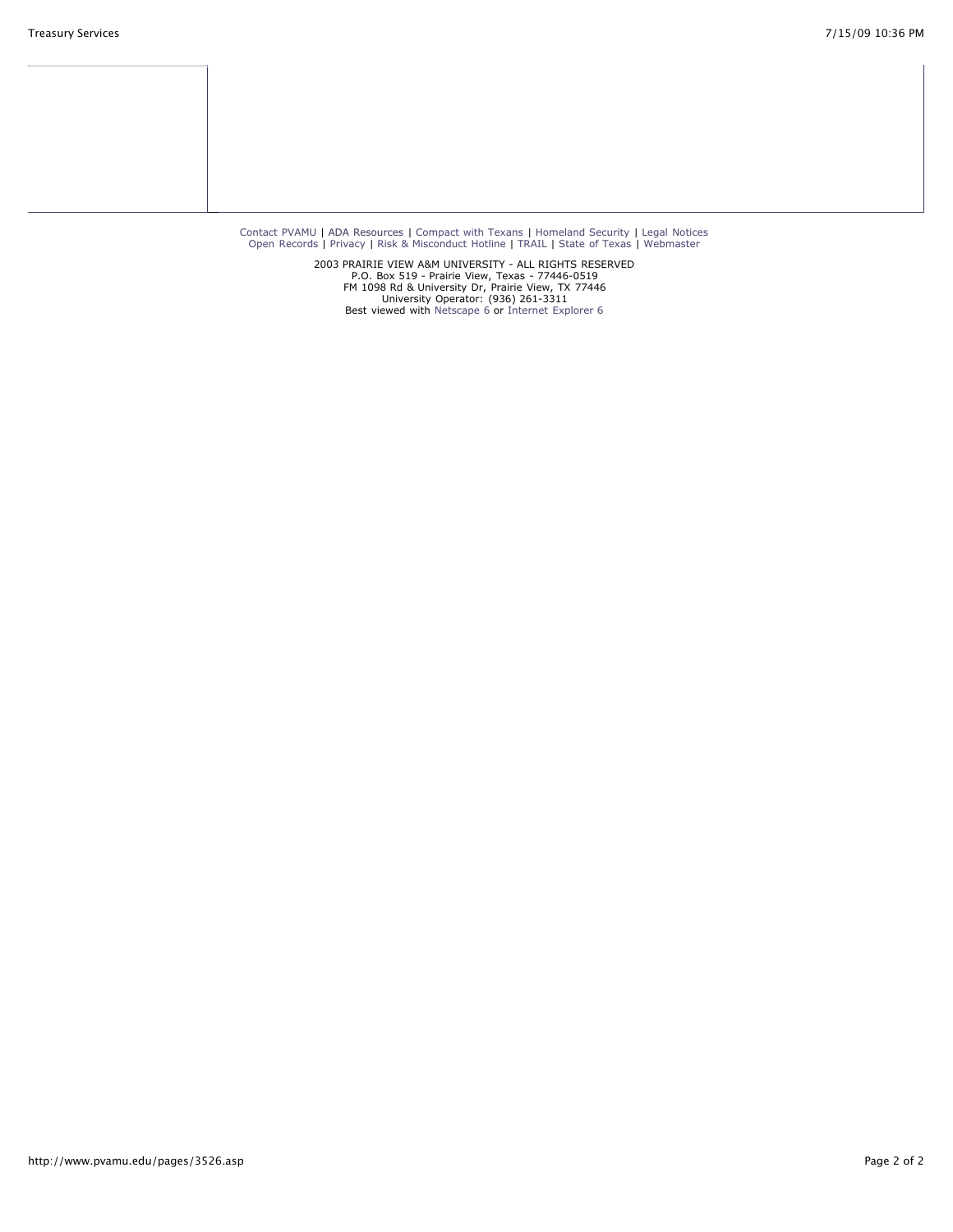Contact PVAMU | ADA Resources | Compact with Texans | Homeland Security | Legal Notices
Open Records | Privacy | Risk & Misconduct Hotline | TRAIL | State of Texas | Webmaster

2003 PRAIRIE VIEW A&M UNIVERSITY - ALL RIGHTS RESERVED
P.O. Box 519 - Prairie View, Texas - 77446-0519
FM 1098 Rd & University Dr, Prairie View, TX 77446
University Operator: (936) 261-3311
Best viewed with Netscape 6 or Internet Explorer 6